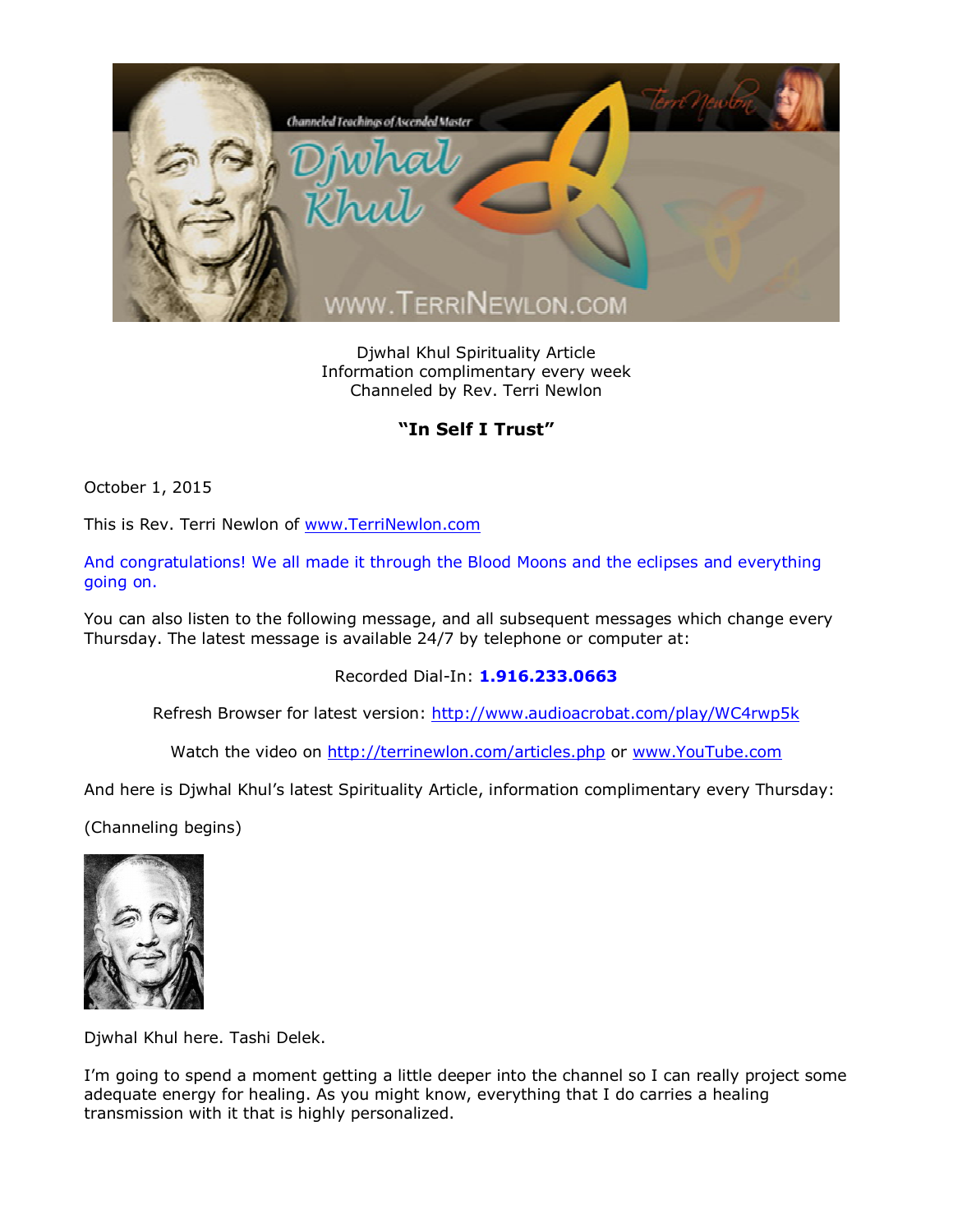Djwhal Khul Spirituality Article
Information complimentary every week
Channeled by Rev. Terri Newlon

**"In Self I Trust"**

October 1, 2015

This is Rev. Terri Newlon of [www.TerriNewlon.com](http://www.TerriNewlon.com)

And congratulations! We all made it through the Blood Moons and the eclipses and everything going on.

You can also listen to the following message, and all subsequent messages which change every Thursday. The latest message is available 24/7 by telephone or computer at:

Recorded Dial-In: **1.916.233.0663**

Refresh Browser for latest version: [http://www.audioacrobat.com/play/WC4rwp5k](http://www.audioacrobat.com/play/WC4rwp5k)

Watch the video on [http://terrinewlon.com/articles.php](http://terrinewlon.com/articles.php) or [www.YouTube.com](http://www.YouTube.com)

And here is Djwhal Khul's latest Spirituality Article, information complimentary every Thursday:

(Channeling begins)

Djwhal Khul here. Tashi Delek.

I'm going to spend a moment getting a little deeper into the channel so I can really project some adequate energy for healing. As you might know, everything that I do carries a healing transmission with it that is highly personalized.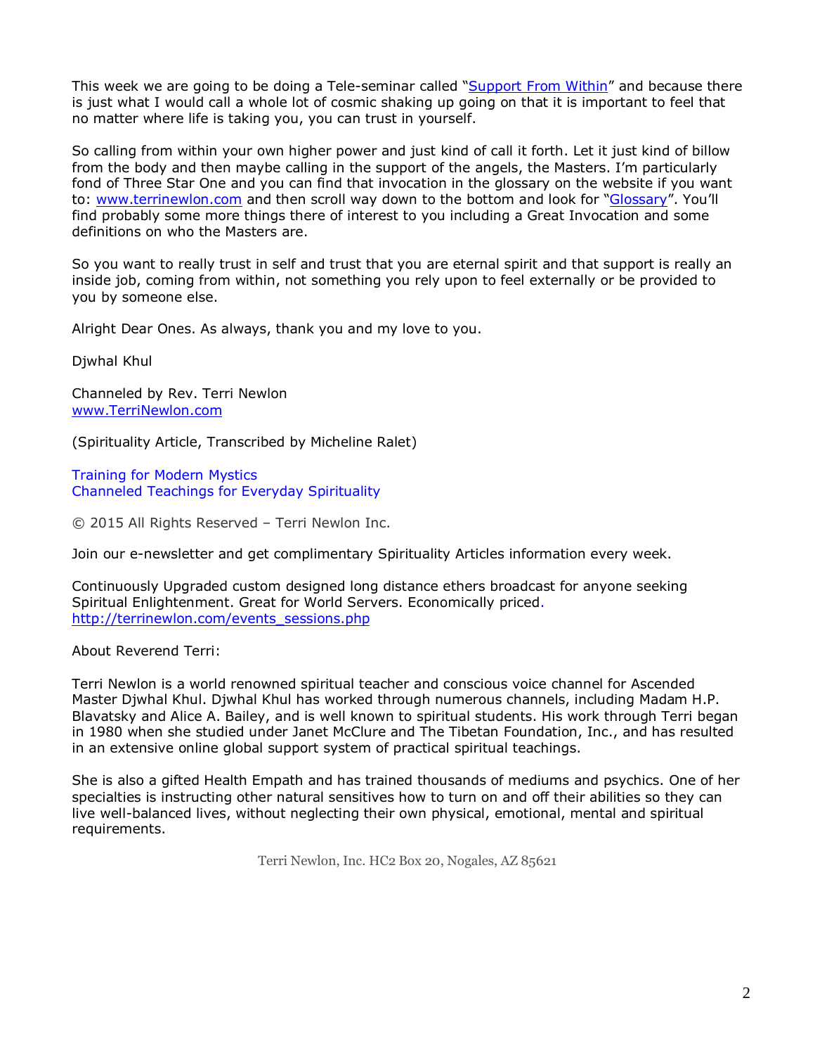This week we are going to be doing a Tele-seminar called "Support From Within" and because there is just what I would call a whole lot of cosmic shaking up going on that it is important to feel that no matter where life is taking you, you can trust in yourself.

So calling from within your own higher power and just kind of call it forth. Let it just kind of billow from the body and then maybe calling in the support of the angels, the Masters. I'm particularly fond of Three Star One and you can find that invocation in the glossary on the website if you want to: www.terrinewlon.com and then scroll way down to the bottom and look for "Glossary". You'll find probably some more things there of interest to you including a Great Invocation and some definitions on who the Masters are.

So you want to really trust in self and trust that you are eternal spirit and that support is really an inside job, coming from within, not something you rely upon to feel externally or be provided to you by someone else.

Alright Dear Ones. As always, thank you and my love to you.

Djwhal Khul

Channeled by Rev. Terri Newlon
www.TerriNewlon.com

(Spirituality Article, Transcribed by Micheline Ralet)

Training for Modern Mystics
Channeled Teachings for Everyday Spirituality

© 2015 All Rights Reserved – Terri Newlon Inc.

Join our e-newsletter and get complimentary Spirituality Articles information every week.

Continuously Upgraded custom designed long distance ethers broadcast for anyone seeking Spiritual Enlightenment. Great for World Servers. Economically priced.
http://terrinewlon.com/events_sessions.php

About Reverend Terri:

Terri Newlon is a world renowned spiritual teacher and conscious voice channel for Ascended Master Djwhal Khul. Djwhal Khul has worked through numerous channels, including Madam H.P. Blavatsky and Alice A. Bailey, and is well known to spiritual students. His work through Terri began in 1980 when she studied under Janet McClure and The Tibetan Foundation, Inc., and has resulted in an extensive online global support system of practical spiritual teachings.

She is also a gifted Health Empath and has trained thousands of mediums and psychics. One of her specialties is instructing other natural sensitives how to turn on and off their abilities so they can live well-balanced lives, without neglecting their own physical, emotional, mental and spiritual requirements.

Terri Newlon, Inc. HC2 Box 20, Nogales, AZ 85621